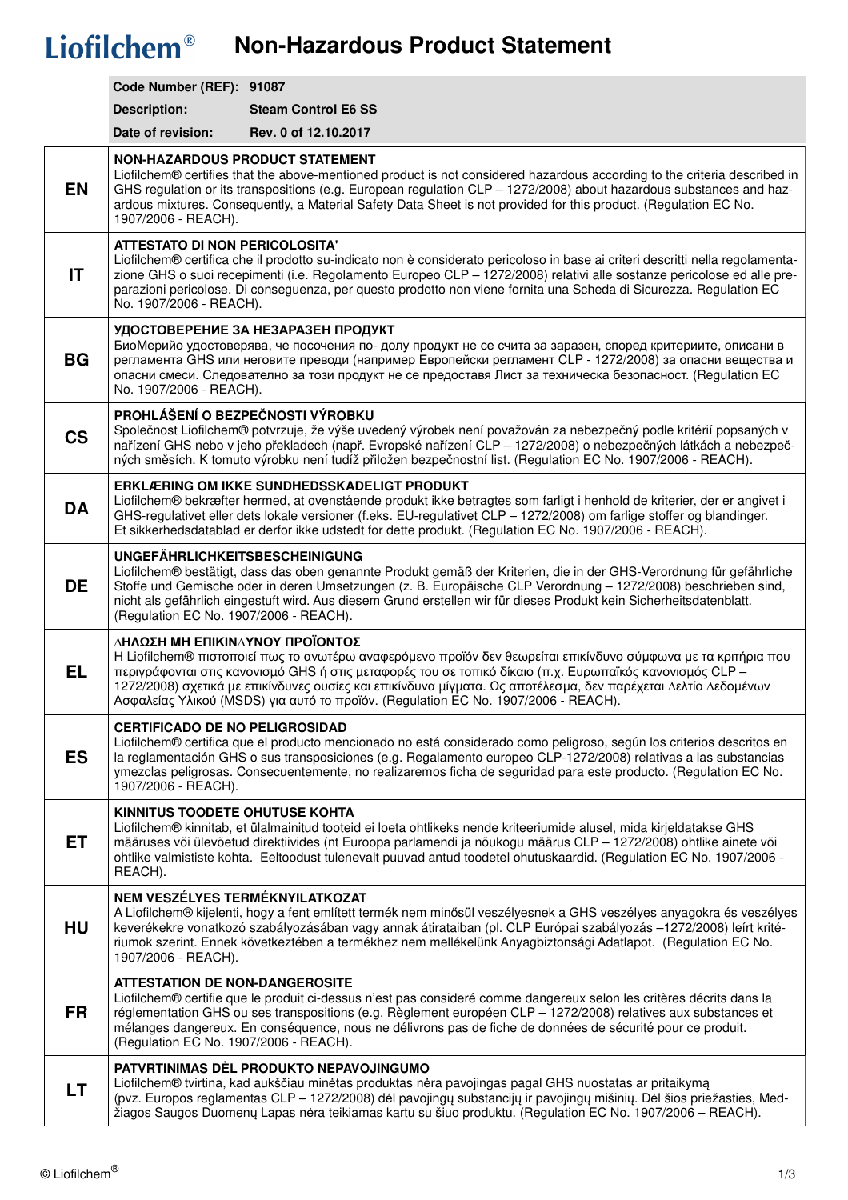# Liofilchem® Non-Hazardous Product Statement

| | |
|---|---|
| **Code Number (REF):** | **91087** |
| **Description:** | **Steam Control E6 SS** |
| **Date of revision:** | **Rev. 0 of 12.10.2017** |

| | |
|---|---|
| **EN** | **NON-HAZARDOUS PRODUCT STATEMENT**<br>Liofilchem® certifies that the above-mentioned product is not considered hazardous according to the criteria described in GHS regulation or its transpositions (e.g. European regulation CLP – 1272/2008) about hazardous substances and hazardous mixtures. Consequently, a Material Safety Data Sheet is not provided for this product. (Regulation EC No. 1907/2006 - REACH). |
| **IT** | **ATTESTATO DI NON PERICOLOSITA'**<br>Liofilchem® certifica che il prodotto su-indicato non è considerato pericoloso in base ai criteri descritti nella regolamentazione GHS o suoi recepimenti (i.e. Regolamento Europeo CLP – 1272/2008) relativi alle sostanze pericolose ed alle preparazioni pericolose. Di conseguenza, per questo prodotto non viene fornita una Scheda di Sicurezza. Regulation EC No. 1907/2006 - REACH). |
| **BG** | **УДОСТОВЕРЕНИЕ ЗА НЕЗАРАЗЕН ПРОДУКТ**<br>БиоМерийо удостоверява, че посочения по- долу продукт не се счита за заразен, според критериите, описани в регламента GHS или неговите преводи (например Европейски регламент CLP - 1272/2008) за опасни вещества и опасни смеси. Следователно за този продукт не се предоставя Лист за техническа безопасност. (Regulation EC No. 1907/2006 - REACH). |
| **CS** | **PROHLÁŠENÍ O BEZPEČNOSTI VÝROBKU**<br>Společnost Liofilchem® potvrzuje, že výše uvedený výrobek není považován za nebezpečný podle kritérií popsaných v nařízení GHS nebo v jeho překladech (např. Evropské nařízení CLP – 1272/2008) o nebezpečných látkách a nebezpečných směsích. K tomuto výrobku není tudíž přiložen bezpečnostní list. (Regulation EC No. 1907/2006 - REACH). |
| **DA** | **ERKLÆRING OM IKKE SUNDHEDSSKADELIGT PRODUKT**<br>Liofilchem® bekræfter hermed, at ovenstående produkt ikke betragtes som farligt i henhold de kriterier, der er angivet i GHS-regulativet eller dets lokale versioner (f.eks. EU-regulativet CLP – 1272/2008) om farlige stoffer og blandinger. Et sikkerhedsdatablad er derfor ikke udstedt for dette produkt. (Regulation EC No. 1907/2006 - REACH). |
| **DE** | **UNGEFÄHRLICHKEITSBESCHEINIGUNG**<br>Liofilchem® bestätigt, dass das oben genannte Produkt gemäß der Kriterien, die in der GHS-Verordnung für gefährliche Stoffe und Gemische oder in deren Umsetzungen (z. B. Europäische CLP Verordnung – 1272/2008) beschrieben sind, nicht als gefährlich eingestuft wird. Aus diesem Grund erstellen wir für dieses Produkt kein Sicherheitsdatenblatt. (Regulation EC No. 1907/2006 - REACH). |
| **EL** | **ΔΗΛΩΣΗ ΜΗ ΕΠΙΚΙΝΔΥΝΟΥ ΠΡΟΪΟΝΤΟΣ**<br>Η Liofilchem® πιστοποιεί πως το ανωτέρω αναφερόμενο προϊόν δεν θεωρείται επικίνδυνο σύμφωνα με τα κριτήρια που περιγράφονται στις κανονισμό GHS ή στις μεταφορές του σε τοπικό δίκαιο (π.χ. Ευρωπαϊκός κανονισμός CLP – 1272/2008) σχετικά με επικίνδυνες ουσίες και επικίνδυνα μίγματα. Ως αποτέλεσμα, δεν παρέχεται Δελτίο Δεδομένων Ασφαλείας Υλικού (MSDS) για αυτό το προϊόν. (Regulation EC No. 1907/2006 - REACH). |
| **ES** | **CERTIFICADO DE NO PELIGROSIDAD**<br>Liofilchem® certifica que el producto mencionado no está considerado como peligroso, según los criterios descritos en la reglamentación GHS o sus transposiciones (e.g. Regalamento europeo CLP-1272/2008) relativas a las substancias ymezclas peligrosas. Consecuentemente, no realizaremos ficha de seguridad para este producto. (Regulation EC No. 1907/2006 - REACH). |
| **ET** | **KINNITUS TOODETE OHUTUSE KOHTA**<br>Liofilchem® kinnitab, et ülalmainitud tooteid ei loeta ohtlikeks nende kriteeriumide alusel, mida kirjeldatakse GHS määruses või ülevõetud direktiivides (nt Euroopa parlamendi ja nõukogu määrus CLP – 1272/2008) ohtlike ainete või ohtlike valmististe kohta. Eeltoodust tulenevalt puuvad antud toodetel ohutuskaardid. (Regulation EC No. 1907/2006 - REACH). |
| **HU** | **NEM VESZÉLYES TERMÉKNYILATKOZAT**<br>A Liofilchem® kijelenti, hogy a fent említett termék nem minősül veszélyesnek a GHS veszélyes anyagokra és veszélyes keverékekre vonatkozó szabályozásában vagy annak átirataiban (pl. CLP Európai szabályozás –1272/2008) leírt kritériumok szerint. Ennek következtében a termékhez nem mellékelünk Anyagbiztonsági Adatlapot. (Regulation EC No. 1907/2006 - REACH). |
| **FR** | **ATTESTATION DE NON-DANGEROSITE**<br>Liofilchem® certifie que le produit ci-dessus n'est pas consideré comme dangereux selon les critères décrits dans la réglementation GHS ou ses transpositions (e.g. Règlement européen CLP – 1272/2008) relatives aux substances et mélanges dangereux. En conséquence, nous ne délivrons pas de fiche de données de sécurité pour ce produit. (Regulation EC No. 1907/2006 - REACH). |
| **LT** | **PATVRTINIMAS DĖL PRODUKTO NEPAVOJINGUMO**<br>Liofilchem® tvirtina, kad aukščiau minėtas produktas nėra pavojingas pagal GHS nuostatas ar pritaikymą (pvz. Europos reglamentas CLP – 1272/2008) dėl pavojingų substancijų ir pavojingų mišinių. Dėl šios priežasties, Medžiagos Saugos Duomenų Lapas nėra teikiamas kartu su šiuo produktu. (Regulation EC No. 1907/2006 – REACH). |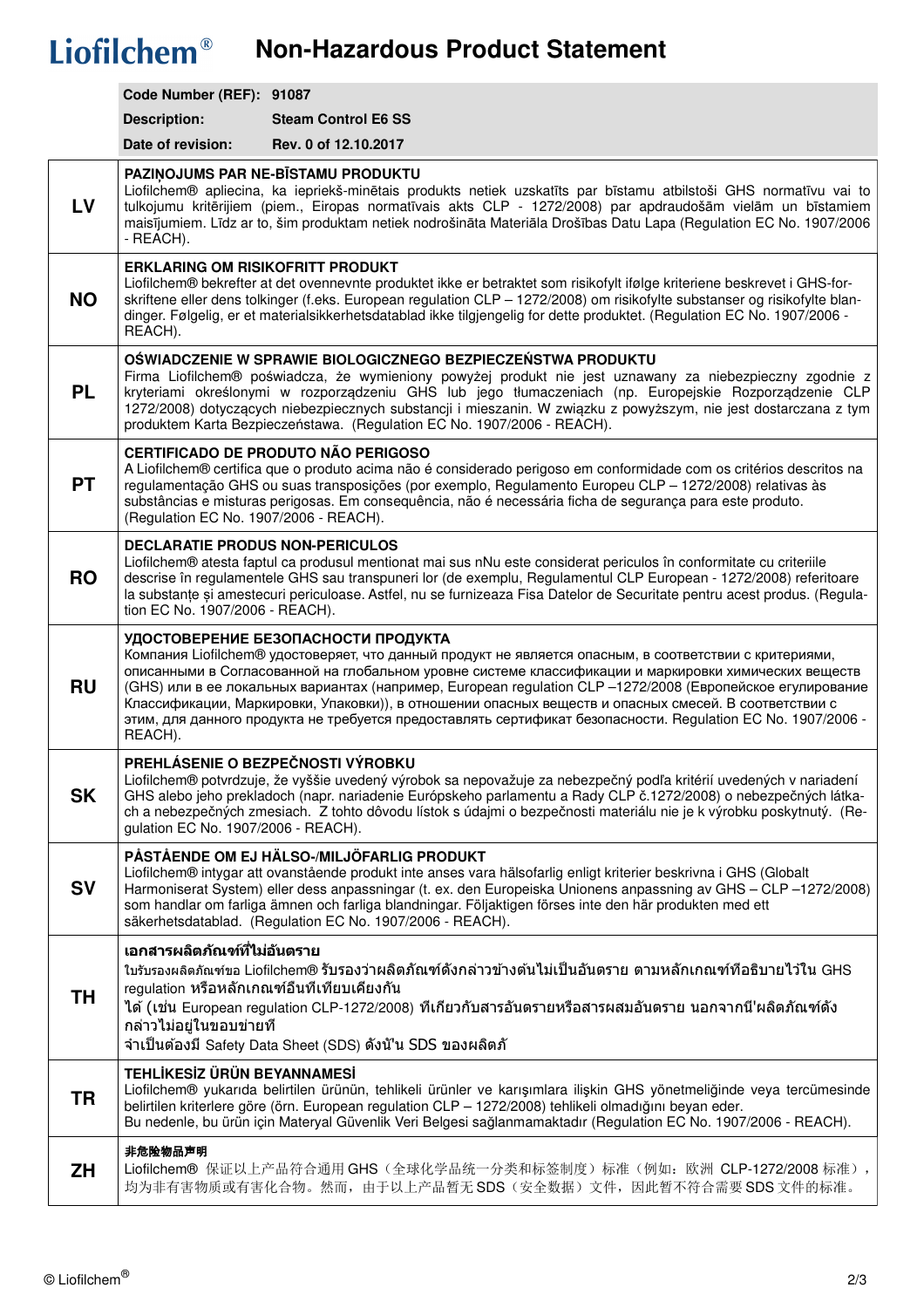# Liofilchem® Non-Hazardous Product Statement

| | |
|---|---|
| **Code Number (REF):** | **91087** |
| **Description:** | **Steam Control E6 SS** |
| **Date of revision:** | **Rev. 0 of 12.10.2017** |

| | |
|---|---|
| **LV** | **PAZIŅOJUMS PAR NE-BĪSTAMU PRODUKTU**<br>Liofilchem® apliecina, ka iepriekš-minētais produkts netiek uzskatīts par bīstamu atbilstoši GHS normatīvu vai to tulkojumu kritērijiem (piem., Eiropas normatīvais akts CLP - 1272/2008) par apdraudošām vielām un bīstamiem maisījumiem. Līdz ar to, šim produktam netiek nodrošināta Materiāla Drošības Datu Lapa (Regulation EC No. 1907/2006 - REACH). |
| **NO** | **ERKLARING OM RISIKOFRITT PRODUKT**<br>Liofilchem® bekrefter at det ovennevnte produktet ikke er betraktet som risikofylt ifølge kriteriene beskrevet i GHS-forskriftene eller dens tolkinger (f.eks. European regulation CLP – 1272/2008) om risikofylte substanser og risikofylte blandinger. Følgelig, er et materialsikkerhetsdatablad ikke tilgjengelig for dette produktet. (Regulation EC No. 1907/2006 - REACH). |
| **PL** | **OŚWIADCZENIE W SPRAWIE BIOLOGICZNEGO BEZPIECZEŃSTWA PRODUKTU**<br>Firma Liofilchem® poświadcza, że wymieniony powyżej produkt nie jest uznawany za niebezpieczny zgodnie z kryteriami określonymi w rozporządzeniu GHS lub jego tłumaczeniach (np. Europejskie Rozporządzenie CLP 1272/2008) dotyczących niebezpiecznych substancji i mieszanin. W związku z powyższym, nie jest dostarczana z tym produktem Karta Bezpieczeństawa. (Regulation EC No. 1907/2006 - REACH). |
| **PT** | **CERTIFICADO DE PRODUTO NÃO PERIGOSO**<br>A Liofilchem® certifica que o produto acima não é considerado perigoso em conformidade com os critérios descritos na regulamentação GHS ou suas transposições (por exemplo, Regulamento Europeu CLP – 1272/2008) relativas às substâncias e misturas perigosas. Em consequência, não é necessária ficha de segurança para este produto. (Regulation EC No. 1907/2006 - REACH). |
| **RO** | **DECLARATIE PRODUS NON-PERICULOS**<br>Liofilchem® atesta faptul ca produsul mentionat mai sus nNu este considerat periculos în conformitate cu criteriile descrise în regulamentele GHS sau transpuneri lor (de exemplu, Regulamentul CLP European - 1272/2008) referitoare la substanțe și amestecuri periculoase. Astfel, nu se furnizeaza Fisa Datelor de Securitate pentru acest produs. (Regulation EC No. 1907/2006 - REACH). |
| **RU** | **УДОСТОВЕРЕНИЕ БЕЗОПАСНОСТИ ПРОДУКТА**<br>Компания Liofilchem® удостоверяет, что данный продукт не является опасным, в соответствии с критериями, описанными в Согласованной на глобальном уровне системе классификации и маркировки химических веществ (GHS) или в ее локальных вариантах (например, European regulation CLP –1272/2008 (Европейское егулирование Классификации, Маркировки, Упаковки)), в отношении опасных веществ и опасных смесей. В соответствии с этим, для данного продукта не требуется предоставлять сертификат безопасности. Regulation EC No. 1907/2006 - REACH). |
| **SK** | **PREHLÁSENIE O BEZPEČNOSTI VÝROBKU**<br>Liofilchem® potvrdzuje, že vyššie uvedený výrobok sa nepovažuje za nebezpečný podľa kritérií uvedených v nariadení GHS alebo jeho prekladoch (napr. nariadenie Európskeho parlamentu a Rady CLP č.1272/2008) o nebezpečných látkach a nebezpečných zmesiach. Z tohto dôvodu lístok s údajmi o bezpečnosti materiálu nie je k výrobku poskytnutý. (Regulation EC No. 1907/2006 - REACH). |
| **SV** | **PÅSTÅENDE OM EJ HÄLSO-/MILJÖFARLIG PRODUKT**<br>Liofilchem® intygar att ovanstående produkt inte anses vara hälsofarlig enligt kriterier beskrivna i GHS (Globalt Harmoniserat System) eller dess anpassningar (t. ex. den Europeiska Unionens anpassning av GHS – CLP –1272/2008) som handlar om farliga ämnen och farliga blandningar. Följaktigen förses inte den här produkten med ett säkerhetsdatablad. (Regulation EC No. 1907/2006 - REACH). |
| **TH** | **เอกสารผลิตภัณฑ์ที่ไม่อันตราย**<br>ใบรับรองผลิตภัณฑ์ของ Liofilchem® รับรองว่าผลิตภัณฑ์ดังกล่าวข้างต้นไม่เป็นอันตราย ตามหลักเกณฑ์ที่อธิบายไว้ใน GHS regulation หรือหลักเกณฑ์อื่นที่เทียบเคียงกัน<br>ได้ (เช่น European regulation CLP-1272/2008) ที่เกี่ยวกับสารอันตรายหรือสารผสมอันตราย นอกจากนี้'ผลิตภัณฑ์ดังกล่าวไม่อยู่ในขอบข่ายที่<br>จำเป็นต้องมี Safety Data Sheet (SDS) ดังนั้'น SDS ของผลิตภั |
| **TR** | **TEHLİKESİZ ÜRÜN BEYANNAMESİ**<br>Liofilchem® yukarıda belirtilen ürünün, tehlikeli ürünler ve karışımlara ilişkin GHS yönetmeliğinde veya tercümesinde belirtilen kriterlere göre (örn. European regulation CLP – 1272/2008) tehlikeli olmadığını beyan eder.<br>Bu nedenle, bu ürün için Materyal Güvenlik Veri Belgesi sağlanmamaktadır (Regulation EC No. 1907/2006 - REACH). |
| **ZH** | **非危险物品声明**<br>Liofilchem® 保证以上产品符合通用 GHS（全球化学品统一分类和标签制度）标准（例如：欧洲 CLP-1272/2008 标准），均为非有害物质或有害化合物。然而，由于以上产品暂无 SDS（安全数据）文件，因此暂不符合需要 SDS 文件的标准。 |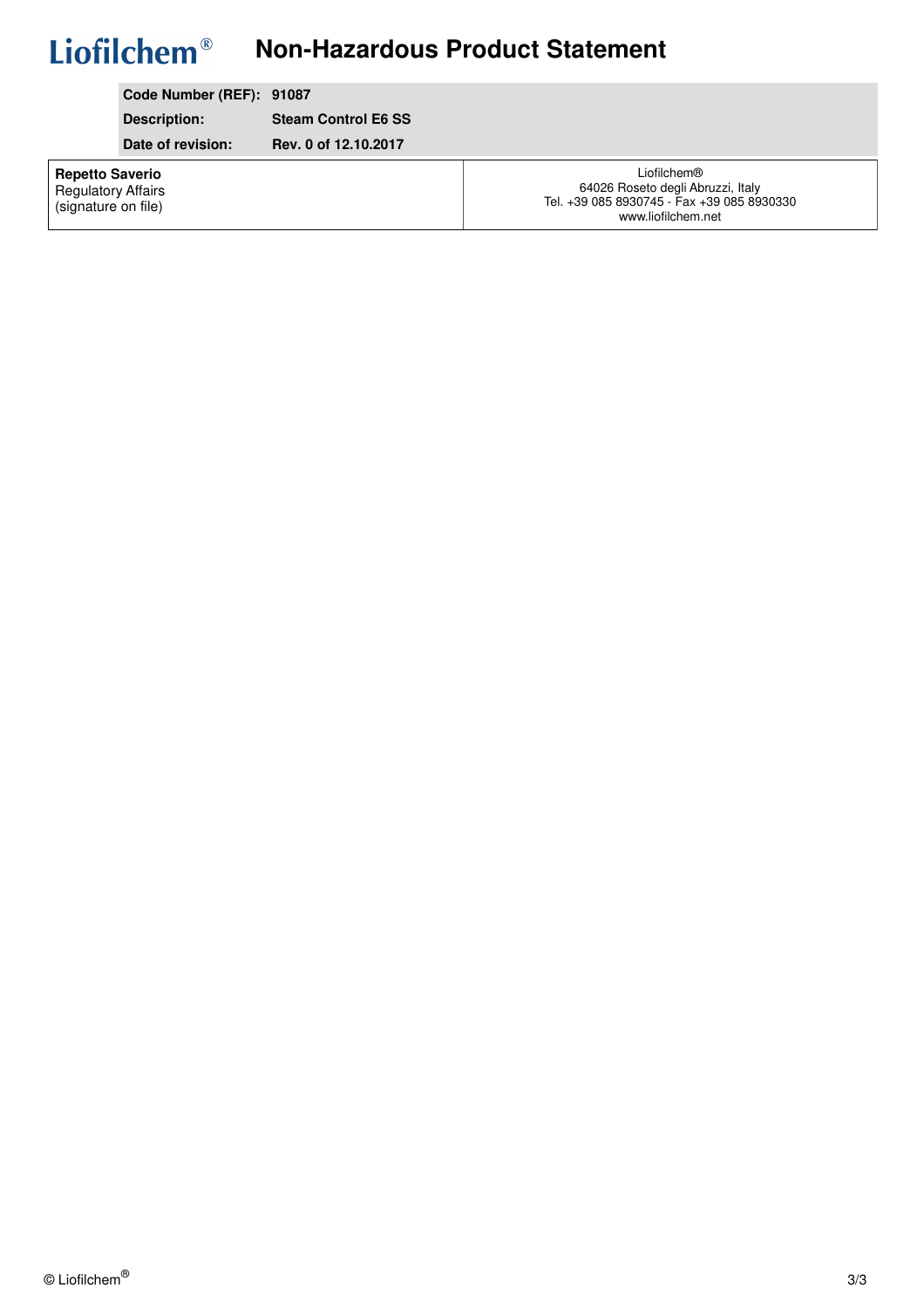# Liofilchem® Non-Hazardous Product Statement

| | |
|---|---|
| **Code Number (REF):** | **91087** |
| **Description:** | **Steam Control E6 SS** |
| **Date of revision:** | **Rev. 0 of 12.10.2017** |

| | |
|---|---|
| **Repetto Saverio**<br>Regulatory Affairs<br>(signature on file) | Liofilchem®<br>64026 Roseto degli Abruzzi, Italy<br>Tel. +39 085 8930745 - Fax +39 085 8930330<br>www.liofilchem.net |

© Liofilchem®